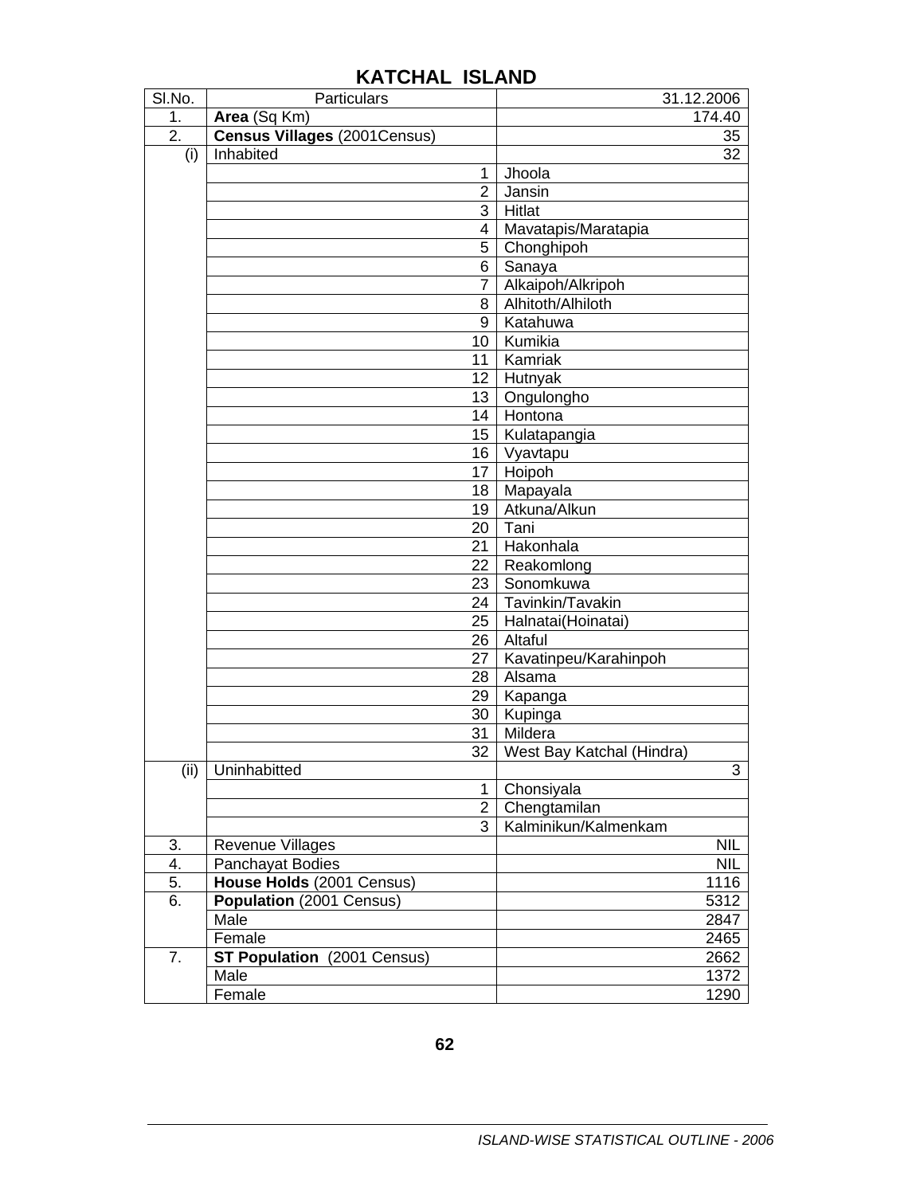# KATCHAL ISLAND

| Sl.No. | Particulars | 31.12.2006 |
|---|---|---|
| 1. | **Area** (Sq Km) | 174.40 |
| 2. | **Census Villages** (2001Census) | 35 |
| (i) | Inhabited | 32 |
| | 1 | Jhoola |
| | 2 | Jansin |
| | 3 | Hitlat |
| | 4 | Mavatapis/Maratapia |
| | 5 | Chonghipoh |
| | 6 | Sanaya |
| | 7 | Alkaipoh/Alkripoh |
| | 8 | Alhitoth/Alhiloth |
| | 9 | Katahuwa |
| | 10 | Kumikia |
| | 11 | Kamriak |
| | 12 | Hutnyak |
| | 13 | Ongulongho |
| | 14 | Hontona |
| | 15 | Kulatapangia |
| | 16 | Vyavtapu |
| | 17 | Hoipoh |
| | 18 | Mapayala |
| | 19 | Atkuna/Alkun |
| | 20 | Tani |
| | 21 | Hakonhala |
| | 22 | Reakomlong |
| | 23 | Sonomkuwa |
| | 24 | Tavinkin/Tavakin |
| | 25 | Halnatai(Hoinatai) |
| | 26 | Altaful |
| | 27 | Kavatinpeu/Karahinpoh |
| | 28 | Alsama |
| | 29 | Kapanga |
| | 30 | Kupinga |
| | 31 | Mildera |
| | 32 | West Bay Katchal (Hindra) |
| (ii) | Uninhabitted | 3 |
| | 1 | Chonsiyala |
| | 2 | Chengtamilan |
| | 3 | Kalminikun/Kalmenkam |
| 3. | Revenue Villages | NIL |
| 4. | Panchayat Bodies | NIL |
| 5. | **House Holds** (2001 Census) | 1116 |
| 6. | **Population** (2001 Census) | 5312 |
| | Male | 2847 |
| | Female | 2465 |
| 7. | **ST Population** (2001 Census) | 2662 |
| | Male | 1372 |
| | Female | 1290 |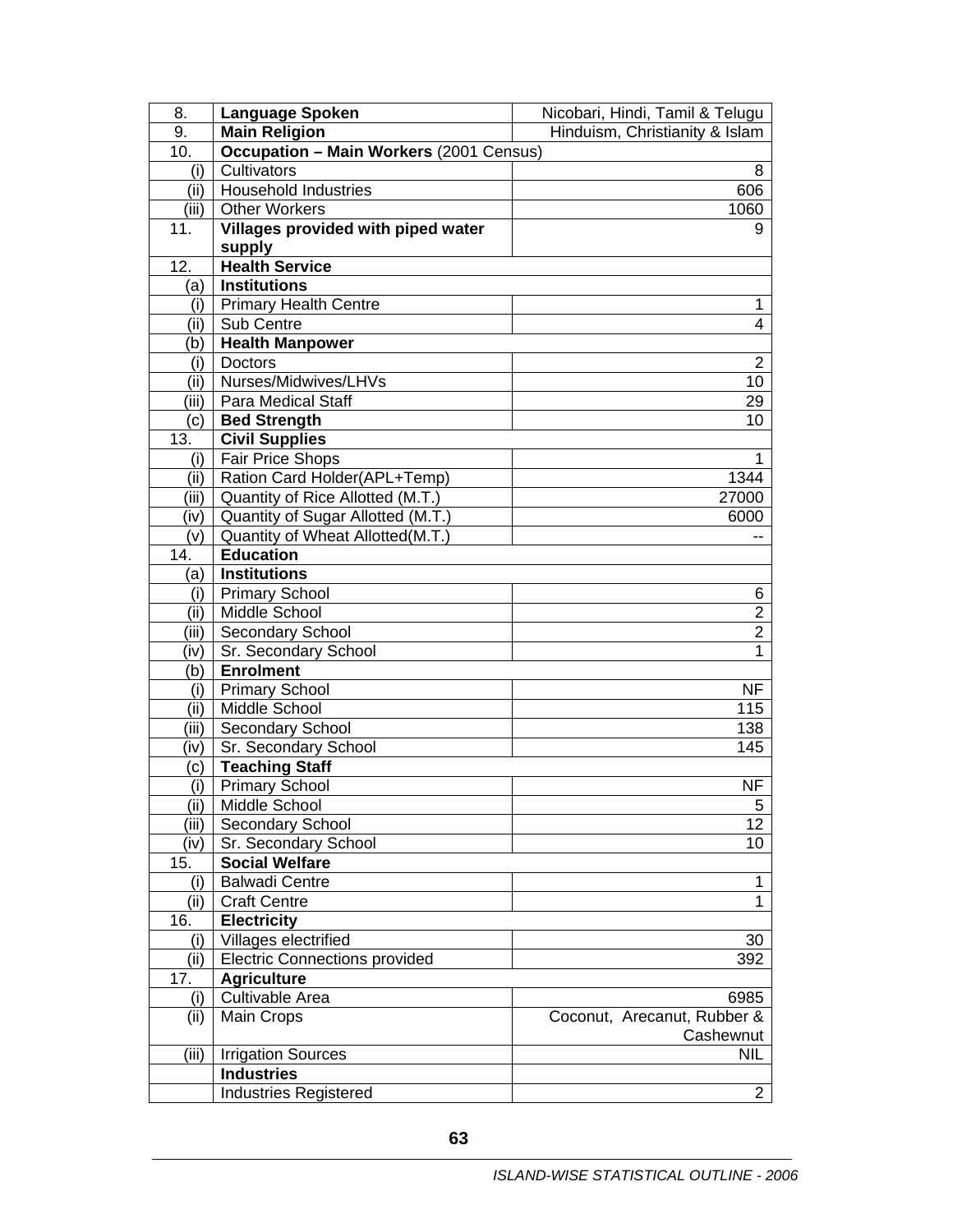| 8. | **Language Spoken** | Nicobari, Hindi, Tamil & Telugu |
|---|---|---|
| 9. | **Main Religion** | Hinduism, Christianity & Islam |
| 10. | **Occupation – Main Workers** (2001 Census) | |
| (i) | Cultivators | 8 |
| (ii) | Household Industries | 606 |
| (iii) | Other Workers | 1060 |
| 11. | **Villages provided with piped water supply** | 9 |
| 12. | **Health Service** | |
| (a) | **Institutions** | |
| (i) | Primary Health Centre | 1 |
| (ii) | Sub Centre | 4 |
| (b) | **Health Manpower** | |
| (i) | Doctors | 2 |
| (ii) | Nurses/Midwives/LHVs | 10 |
| (iii) | Para Medical Staff | 29 |
| (c) | **Bed Strength** | 10 |
| 13. | **Civil Supplies** | |
| (i) | Fair Price Shops | 1 |
| (ii) | Ration Card Holder(APL+Temp) | 1344 |
| (iii) | Quantity of Rice Allotted (M.T.) | 27000 |
| (iv) | Quantity of Sugar Allotted (M.T.) | 6000 |
| (v) | Quantity of Wheat Allotted(M.T.) | -- |
| 14. | **Education** | |
| (a) | **Institutions** | |
| (i) | Primary School | 6 |
| (ii) | Middle School | 2 |
| (iii) | Secondary School | 2 |
| (iv) | Sr. Secondary School | 1 |
| (b) | **Enrolment** | |
| (i) | Primary School | NF |
| (ii) | Middle School | 115 |
| (iii) | Secondary School | 138 |
| (iv) | Sr. Secondary School | 145 |
| (c) | **Teaching Staff** | |
| (i) | Primary School | NF |
| (ii) | Middle School | 5 |
| (iii) | Secondary School | 12 |
| (iv) | Sr. Secondary School | 10 |
| 15. | **Social Welfare** | |
| (i) | Balwadi Centre | 1 |
| (ii) | Craft Centre | 1 |
| 16. | **Electricity** | |
| (i) | Villages electrified | 30 |
| (ii) | Electric Connections provided | 392 |
| 17. | **Agriculture** | |
| (i) | Cultivable Area | 6985 |
| (ii) | Main Crops | Coconut, Arecanut, Rubber & Cashewnut |
| (iii) | Irrigation Sources | NIL |
| | **Industries** | |
| | Industries Registered | 2 |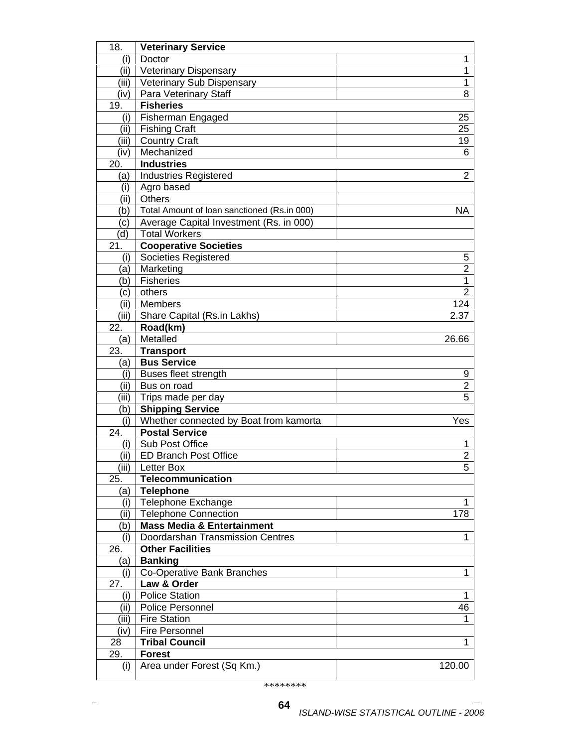| | | |
|---|---|---|
| 18. | **Veterinary Service** | |
| (i) | Doctor | 1 |
| (ii) | Veterinary Dispensary | 1 |
| (iii) | Veterinary Sub Dispensary | 1 |
| (iv) | Para Veterinary Staff | 8 |
| 19. | **Fisheries** | |
| (i) | Fisherman Engaged | 25 |
| (ii) | Fishing Craft | 25 |
| (iii) | Country Craft | 19 |
| (iv) | Mechanized | 6 |
| 20. | **Industries** | |
| (a) | Industries Registered | 2 |
| (i) | Agro based | |
| (ii) | Others | |
| (b) | Total Amount of loan sanctioned (Rs.in 000) | NA |
| (c) | Average Capital Investment (Rs. in 000) | |
| (d) | Total Workers | |
| 21. | **Cooperative Societies** | |
| (i) | Societies Registered | 5 |
| (a) | Marketing | 2 |
| (b) | Fisheries | 1 |
| (c) | others | 2 |
| (ii) | Members | 124 |
| (iii) | Share Capital (Rs.in Lakhs) | 2.37 |
| 22. | **Road(km)** | |
| (a) | Metalled | 26.66 |
| 23. | **Transport** | |
| (a) | **Bus Service** | |
| (i) | Buses fleet strength | 9 |
| (ii) | Bus on road | 2 |
| (iii) | Trips made per day | 5 |
| (b) | **Shipping Service** | |
| (i) | Whether connected by Boat from kamorta | Yes |
| 24. | **Postal Service** | |
| (i) | Sub Post Office | 1 |
| (ii) | ED Branch Post Office | 2 |
| (iii) | Letter Box | 5 |
| 25. | **Telecommunication** | |
| (a) | **Telephone** | |
| (i) | Telephone Exchange | 1 |
| (ii) | Telephone Connection | 178 |
| (b) | **Mass Media & Entertainment** | |
| (i) | Doordarshan Transmission Centres | 1 |
| 26. | **Other Facilities** | |
| (a) | **Banking** | |
| (i) | Co-Operative Bank Branches | 1 |
| 27. | **Law & Order** | |
| (i) | Police Station | 1 |
| (ii) | Police Personnel | 46 |
| (iii) | Fire Station | 1 |
| (iv) | Fire Personnel | |
| 28 | **Tribal Council** | 1 |
| 29. | **Forest** | |
| (i) | Area under Forest (Sq Km.) | 120.00 |

********